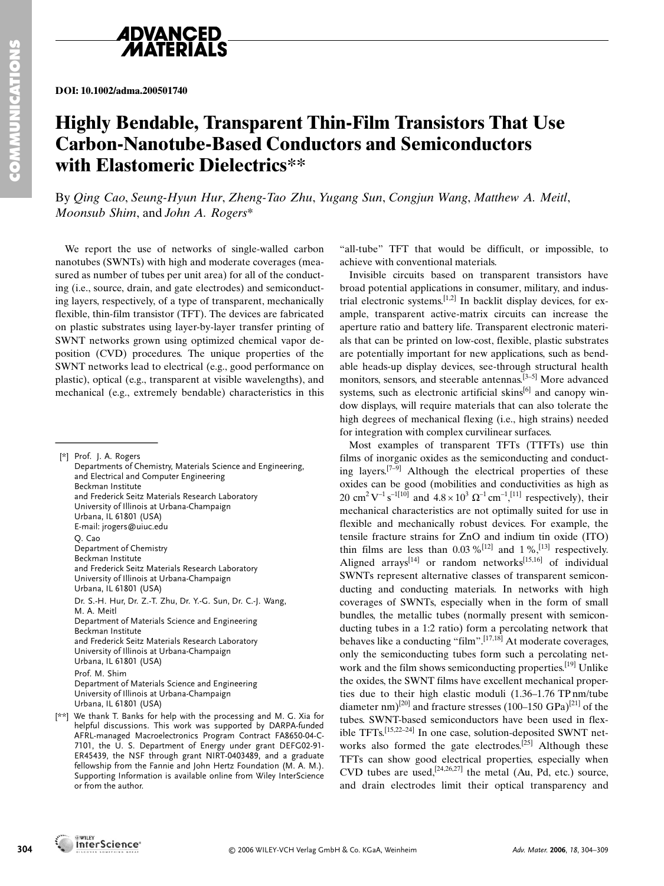DOI: 10.1002/adma.200501740

# Highly Bendable, Transparent Thin-Film Transistors That Use Carbon-Nanotube-Based Conductors and Semiconductors with Elastomeric Dielectrics**

By *Qing Cao*, *Seung-Hyun Hur*, *Zheng-Tao Zhu*, *Yugang Sun*, *Congjun Wang*, *Matthew A. Meitl*, *Moonsub Shim*, and *John A. Rogers**

We report the use of networks of single-walled carbon nanotubes (SWNTs) with high and moderate coverages (measured as number of tubes per unit area) for all of the conducting (i.e., source, drain, and gate electrodes) and semiconducting layers, respectively, of a type of transparent, mechanically flexible, thin-film transistor (TFT). The devices are fabricated on plastic substrates using layer-by-layer transfer printing of SWNT networks grown using optimized chemical vapor deposition (CVD) procedures. The unique properties of the SWNT networks lead to electrical (e.g., good performance on plastic), optical (e.g., transparent at visible wavelengths), and mechanical (e.g., extremely bendable) characteristics in this "all-tube" TFT that would be difficult, or impossible, to achieve with conventional materials.

Invisible circuits based on transparent transistors have broad potential applications in consumer, military, and industrial electronic systems.[1,2] In backlit display devices, for example, transparent active-matrix circuits can increase the aperture ratio and battery life. Transparent electronic materials that can be printed on low-cost, flexible, plastic substrates are potentially important for new applications, such as bendable heads-up display devices, see-through structural health monitors, sensors, and steerable antennas.[3–5] More advanced systems, such as electronic artificial skins[6] and canopy window displays, will require materials that can also tolerate the high degrees of mechanical flexing (i.e., high strains) needed for integration with complex curvilinear surfaces.

Most examples of transparent TFTs (TTFTs) use thin films of inorganic oxides as the semiconducting and conducting layers.[7–9] Although the electrical properties of these oxides can be good (mobilities and conductivities as high as $20\ \mathrm{cm^2\,V^{-1}\,s^{-1}}$[10] and $4.8\times10^3\ \Omega^{-1}\,\mathrm{cm}^{-1}$,[11] respectively), their mechanical characteristics are not optimally suited for use in flexible and mechanically robust devices. For example, the tensile fracture strains for ZnO and indium tin oxide (ITO) thin films are less than 0.03 %[12] and 1 %,[13] respectively. Aligned arrays[14] or random networks[15,16] of individual SWNTs represent alternative classes of transparent semiconducting and conducting materials. In networks with high coverages of SWNTs, especially when in the form of small bundles, the metallic tubes (normally present with semiconducting tubes in a 1:2 ratio) form a percolating network that behaves like a conducting "film".[17,18] At moderate coverages, only the semiconducting tubes form such a percolating network and the film shows semiconducting properties.[19] Unlike the oxides, the SWNT films have excellent mechanical properties due to their high elastic moduli (1.36–1.76 TP nm/tube diameter nm)[20] and fracture stresses (100–150 GPa)[21] of the tubes. SWNT-based semiconductors have been used in flexible TFTs.[15,22–24] In one case, solution-deposited SWNT networks also formed the gate electrodes.[25] Although these TFTs can show good electrical properties, especially when CVD tubes are used,[24,26,27] the metal (Au, Pd, etc.) source, and drain electrodes limit their optical transparency and

---

[*] Prof. J. A. Rogers
Departments of Chemistry, Materials Science and Engineering, and Electrical and Computer Engineering
Beckman Institute
and Frederick Seitz Materials Research Laboratory
University of Illinois at Urbana-Champaign
Urbana, IL 61801 (USA)
E-mail: jrogers@uiuc.edu

Q. Cao
Department of Chemistry
Beckman Institute
and Frederick Seitz Materials Research Laboratory
University of Illinois at Urbana-Champaign
Urbana, IL 61801 (USA)

Dr. S.-H. Hur, Dr. Z.-T. Zhu, Dr. Y.-G. Sun, Dr. C.-J. Wang, M. A. Meitl
Department of Materials Science and Engineering
Beckman Institute
and Frederick Seitz Materials Research Laboratory
University of Illinois at Urbana-Champaign
Urbana, IL 61801 (USA)

Prof. M. Shim
Department of Materials Science and Engineering
University of Illinois at Urbana-Champaign
Urbana, IL 61801 (USA)

[**] We thank T. Banks for help with the processing and M. G. Xia for helpful discussions. This work was supported by DARPA-funded AFRL-managed Macroelectronics Program Contract FA8650-04-C-7101, the U. S. Department of Energy under grant DEFG02-91-ER45439, the NSF through grant NIRT-0403489, and a graduate fellowship from the Fannie and John Hertz Foundation (M. A. M.). Supporting Information is available online from Wiley InterScience or from the author.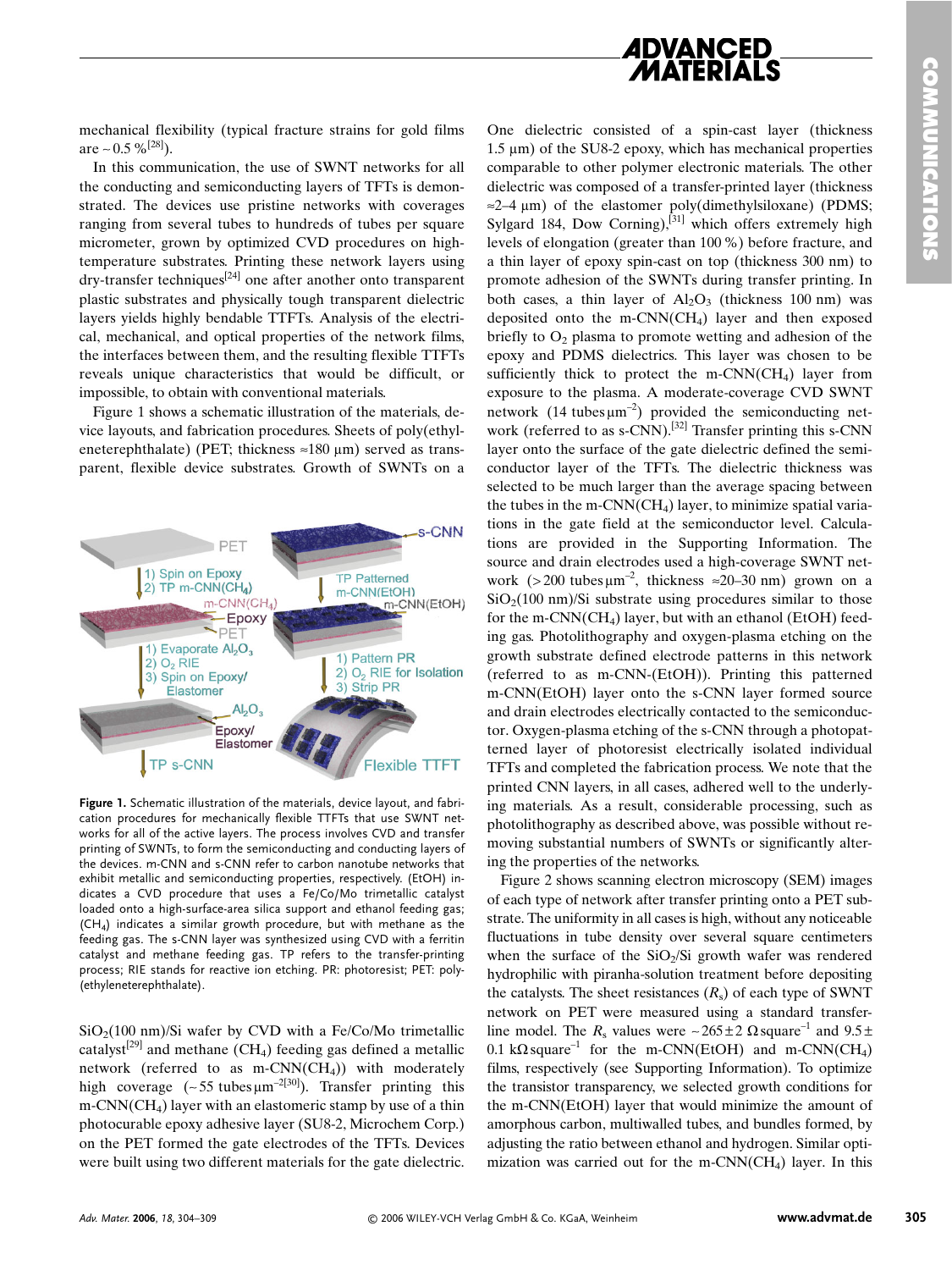mechanical flexibility (typical fracture strains for gold films are ~0.5 %[28]).

In this communication, the use of SWNT networks for all the conducting and semiconducting layers of TFTs is demonstrated. The devices use pristine networks with coverages ranging from several tubes to hundreds of tubes per square micrometer, grown by optimized CVD procedures on high-temperature substrates. Printing these network layers using dry-transfer techniques[24] one after another onto transparent plastic substrates and physically tough transparent dielectric layers yields highly bendable TTFTs. Analysis of the electrical, mechanical, and optical properties of the network films, the interfaces between them, and the resulting flexible TTFTs reveals unique characteristics that would be difficult, or impossible, to obtain with conventional materials.

Figure 1 shows a schematic illustration of the materials, device layouts, and fabrication procedures. Sheets of poly(ethyleneterephthalate) (PET; thickness ≈180 μm) served as transparent, flexible device substrates. Growth of SWNTs on a $SiO_2$(100 nm)/Si wafer by CVD with a Fe/Co/Mo trimetallic catalyst[29] and methane ($CH_4$) feeding gas defined a metallic network (referred to as m-CNN($CH_4$)) with moderately high coverage (~55 tubes μm$^{-2}$[30]). Transfer printing this m-CNN($CH_4$) layer with an elastomeric stamp by use of a thin photocurable epoxy adhesive layer (SU8-2, Microchem Corp.) on the PET formed the gate electrodes of the TFTs. Devices were built using two different materials for the gate dielectric.

**Figure 1.** Schematic illustration of the materials, device layout, and fabrication procedures for mechanically flexible TTFTs that use SWNT networks for all of the active layers. The process involves CVD and transfer printing of SWNTs, to form the semiconducting and conducting layers of the devices. m-CNN and s-CNN refer to carbon nanotube networks that exhibit metallic and semiconducting properties, respectively. (EtOH) indicates a CVD procedure that uses a Fe/Co/Mo trimetallic catalyst loaded onto a high-surface-area silica support and ethanol feeding gas; ($CH_4$) indicates a similar growth procedure, but with methane as the feeding gas. The s-CNN layer was synthesized using CVD with a ferritin catalyst and methane feeding gas. TP refers to the transfer-printing process; RIE stands for reactive ion etching. PR: photoresist; PET: poly(ethyleneterephthalate).

One dielectric consisted of a spin-cast layer (thickness 1.5 μm) of the SU8-2 epoxy, which has mechanical properties comparable to other polymer electronic materials. The other dielectric was composed of a transfer-printed layer (thickness ≈2–4 μm) of the elastomer poly(dimethylsiloxane) (PDMS; Sylgard 184, Dow Corning),[31] which offers extremely high levels of elongation (greater than 100 %) before fracture, and a thin layer of epoxy spin-cast on top (thickness 300 nm) to promote adhesion of the SWNTs during transfer printing. In both cases, a thin layer of $Al_2O_3$ (thickness 100 nm) was deposited onto the m-CNN($CH_4$) layer and then exposed briefly to $O_2$ plasma to promote wetting and adhesion of the epoxy and PDMS dielectrics. This layer was chosen to be sufficiently thick to protect the m-CNN($CH_4$) layer from exposure to the plasma. A moderate-coverage CVD SWNT network (14 tubes μm$^{-2}$) provided the semiconducting network (referred to as s-CNN).[32] Transfer printing this s-CNN layer onto the surface of the gate dielectric defined the semiconductor layer of the TFTs. The dielectric thickness was selected to be much larger than the average spacing between the tubes in the m-CNN($CH_4$) layer, to minimize spatial variations in the gate field at the semiconductor level. Calculations are provided in the Supporting Information. The source and drain electrodes used a high-coverage SWNT network (>200 tubes μm$^{-2}$, thickness ≈20–30 nm) grown on a $SiO_2$(100 nm)/Si substrate using procedures similar to those for the m-CNN($CH_4$) layer, but with an ethanol (EtOH) feeding gas. Photolithography and oxygen-plasma etching on the growth substrate defined electrode patterns in this network (referred to as m-CNN-(EtOH)). Printing this patterned m-CNN(EtOH) layer onto the s-CNN layer formed source and drain electrodes electrically contacted to the semiconductor. Oxygen-plasma etching of the s-CNN through a photopatterned layer of photoresist electrically isolated individual TFTs and completed the fabrication process. We note that the printed CNN layers, in all cases, adhered well to the underlying materials. As a result, considerable processing, such as photolithography as described above, was possible without removing substantial numbers of SWNTs or significantly altering the properties of the networks.

Figure 2 shows scanning electron microscopy (SEM) images of each type of network after transfer printing onto a PET substrate. The uniformity in all cases is high, without any noticeable fluctuations in tube density over several square centimeters when the surface of the $SiO_2$/Si growth wafer was rendered hydrophilic with piranha-solution treatment before depositing the catalysts. The sheet resistances ($R_s$) of each type of SWNT network on PET were measured using a standard transfer-line model. The $R_s$ values were ~265 ± 2 Ω square$^{-1}$ and 9.5 ± 0.1 kΩ square$^{-1}$ for the m-CNN(EtOH) and m-CNN($CH_4$) films, respectively (see Supporting Information). To optimize the transistor transparency, we selected growth conditions for the m-CNN(EtOH) layer that would minimize the amount of amorphous carbon, multiwalled tubes, and bundles formed, by adjusting the ratio between ethanol and hydrogen. Similar optimization was carried out for the m-CNN($CH_4$) layer. In this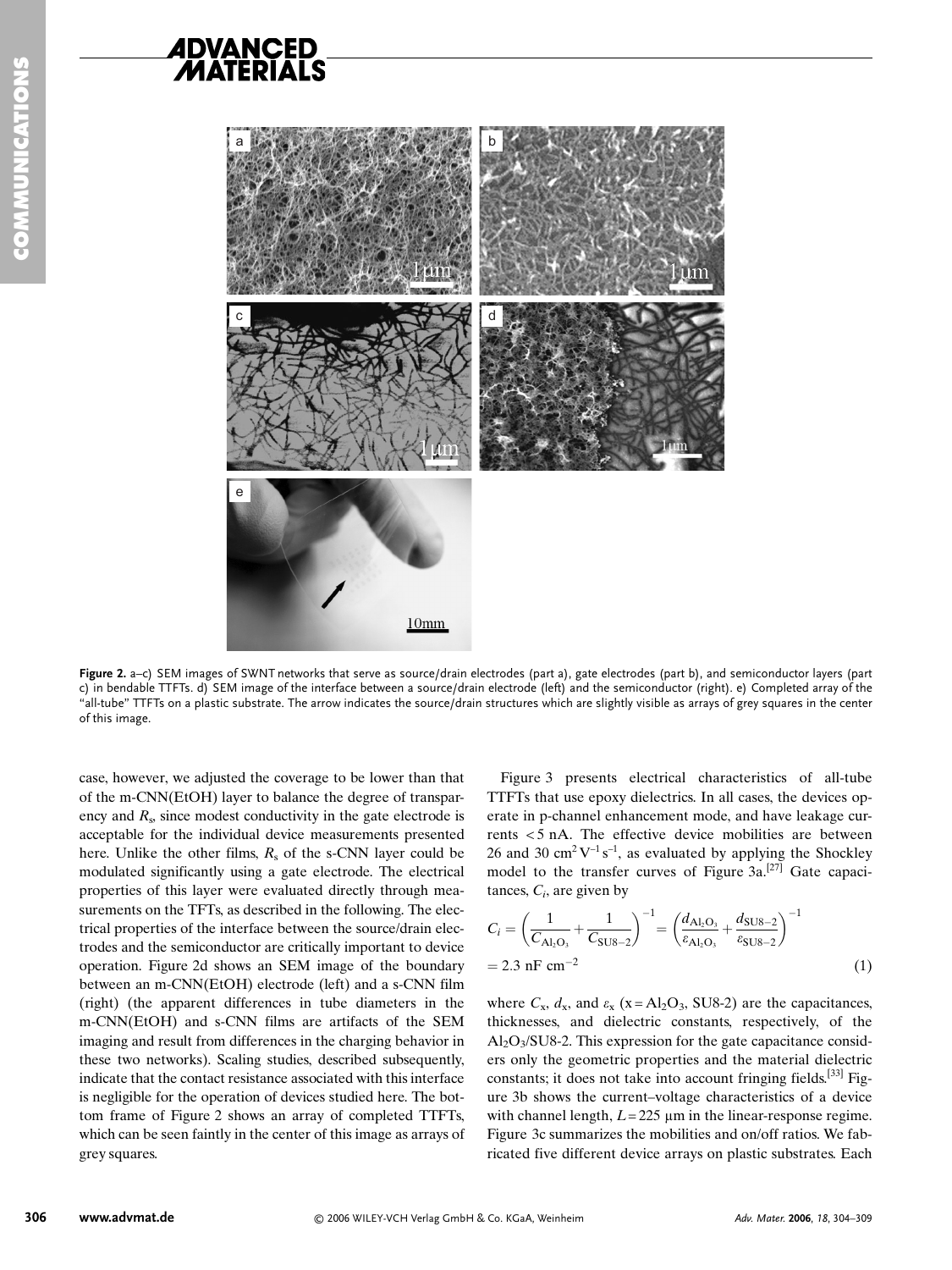Figure 2. a–c) SEM images of SWNT networks that serve as source/drain electrodes (part a), gate electrodes (part b), and semiconductor layers (part c) in bendable TTFTs. d) SEM image of the interface between a source/drain electrode (left) and the semiconductor (right). e) Completed array of the "all-tube" TTFTs on a plastic substrate. The arrow indicates the source/drain structures which are slightly visible as arrays of grey squares in the center of this image.

case, however, we adjusted the coverage to be lower than that of the m-CNN(EtOH) layer to balance the degree of transparency and $R_s$, since modest conductivity in the gate electrode is acceptable for the individual device measurements presented here. Unlike the other films, $R_s$ of the s-CNN layer could be modulated significantly using a gate electrode. The electrical properties of this layer were evaluated directly through measurements on the TFTs, as described in the following. The electrical properties of the interface between the source/drain electrodes and the semiconductor are critically important to device operation. Figure 2d shows an SEM image of the boundary between an m-CNN(EtOH) electrode (left) and a s-CNN film (right) (the apparent differences in tube diameters in the m-CNN(EtOH) and s-CNN films are artifacts of the SEM imaging and result from differences in the charging behavior in these two networks). Scaling studies, described subsequently, indicate that the contact resistance associated with this interface is negligible for the operation of devices studied here. The bottom frame of Figure 2 shows an array of completed TTFTs, which can be seen faintly in the center of this image as arrays of grey squares.

Figure 3 presents electrical characteristics of all-tube TTFTs that use epoxy dielectrics. In all cases, the devices operate in p-channel enhancement mode, and have leakage currents $<5$ nA. The effective device mobilities are between 26 and 30 $cm^2 V^{-1} s^{-1}$, as evaluated by applying the Shockley model to the transfer curves of Figure 3a.[27] Gate capacitances, $C_i$, are given by

$$C_i = \left(\frac{1}{C_{Al_2O_3}} + \frac{1}{C_{SU8-2}}\right)^{-1} = \left(\frac{d_{Al_2O_3}}{\varepsilon_{Al_2O_3}} + \frac{d_{SU8-2}}{\varepsilon_{SU8-2}}\right)^{-1} = 2.3 \text{ nF cm}^{-2} \quad (1)$$

where $C_x$, $d_x$, and $\varepsilon_x$ (x = $Al_2O_3$, SU8-2) are the capacitances, thicknesses, and dielectric constants, respectively, of the $Al_2O_3$/SU8-2. This expression for the gate capacitance considers only the geometric properties and the material dielectric constants; it does not take into account fringing fields.[33] Figure 3b shows the current–voltage characteristics of a device with channel length, $L = 225$ μm in the linear-response regime. Figure 3c summarizes the mobilities and on/off ratios. We fabricated five different device arrays on plastic substrates. Each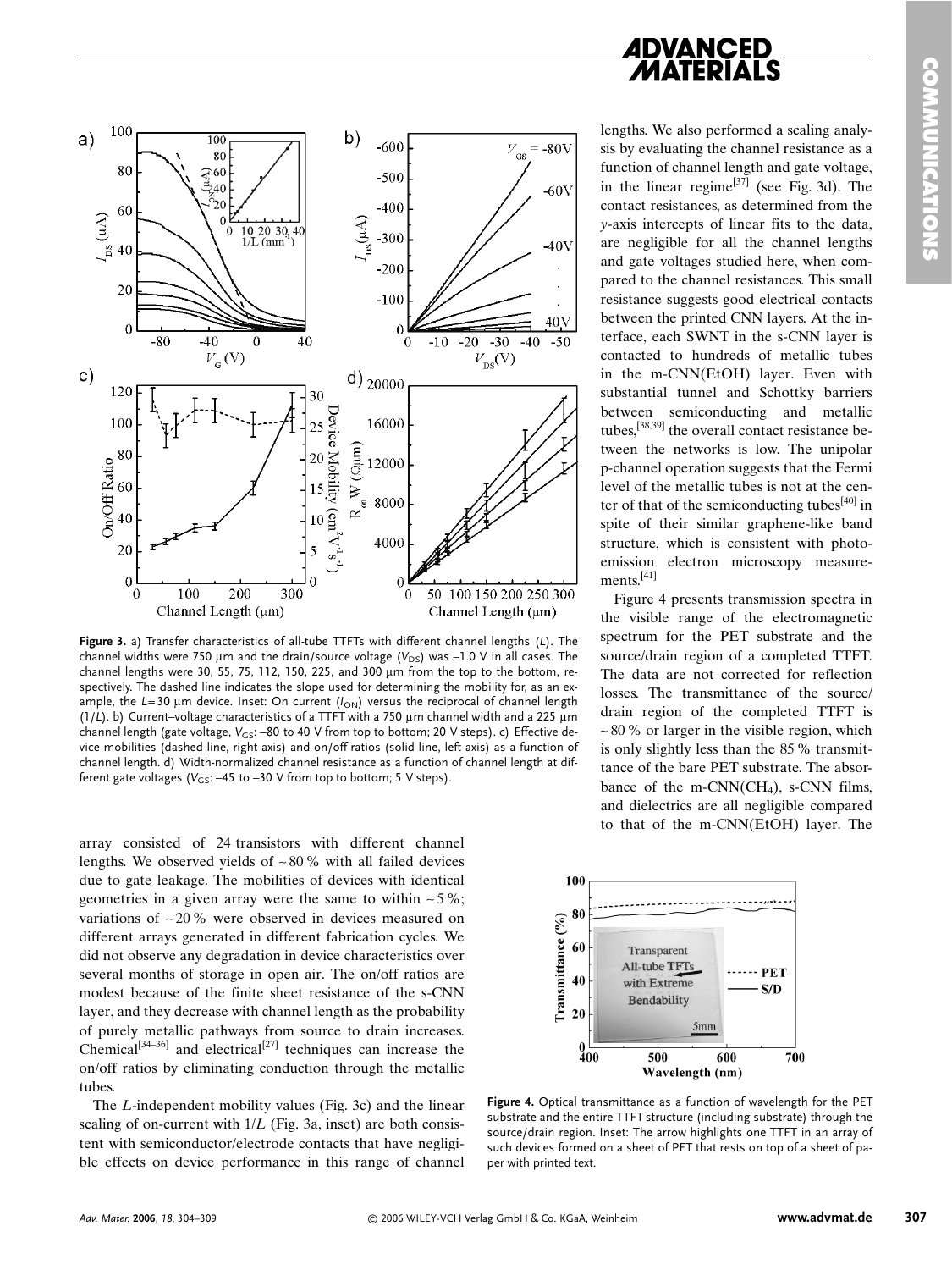lengths. We also performed a scaling analysis by evaluating the channel resistance as a function of channel length and gate voltage, in the linear regime[37] (see Fig. 3d). The contact resistances, as determined from the y-axis intercepts of linear fits to the data, are negligible for all the channel lengths and gate voltages studied here, when compared to the channel resistances. This small resistance suggests good electrical contacts between the printed CNN layers. At the interface, each SWNT in the s-CNN layer is contacted to hundreds of metallic tubes in the m-CNN(EtOH) layer. Even with substantial tunnel and Schottky barriers between semiconducting and metallic tubes,[38,39] the overall contact resistance between the networks is low. The unipolar p-channel operation suggests that the Fermi level of the metallic tubes is not at the center of that of the semiconducting tubes[40] in spite of their similar graphene-like band structure, which is consistent with photoemission electron microscopy measurements.[41]

Figure 4 presents transmission spectra in the visible range of the electromagnetic spectrum for the PET substrate and the source/drain region of a completed TTFT. The data are not corrected for reflection losses. The transmittance of the source/drain region of the completed TTFT is ~80 % or larger in the visible region, which is only slightly less than the 85 % transmittance of the bare PET substrate. The absorbance of the m-CNN($CH_4$), s-CNN films, and dielectrics are all negligible compared to that of the m-CNN(EtOH) layer. The

**Figure 3.** a) Transfer characteristics of all-tube TTFTs with different channel lengths ($L$). The channel widths were 750 μm and the drain/source voltage ($V_{DS}$) was –1.0 V in all cases. The channel lengths were 30, 55, 75, 112, 150, 225, and 300 μm from the top to the bottom, respectively. The dashed line indicates the slope used for determining the mobility for, as an example, the $L=30$ μm device. Inset: On current ($I_{ON}$) versus the reciprocal of channel length ($1/L$). b) Current–voltage characteristics of a TTFT with a 750 μm channel width and a 225 μm channel length (gate voltage, $V_{GS}$: –80 to 40 V from top to bottom; 20 V steps). c) Effective device mobilities (dashed line, right axis) and on/off ratios (solid line, left axis) as a function of channel length. d) Width-normalized channel resistance as a function of channel length at different gate voltages ($V_{GS}$: –45 to –30 V from top to bottom; 5 V steps).

array consisted of 24 transistors with different channel lengths. We observed yields of ~80 % with all failed devices due to gate leakage. The mobilities of devices with identical geometries in a given array were the same to within ~5 %; variations of ~20 % were observed in devices measured on different arrays generated in different fabrication cycles. We did not observe any degradation in device characteristics over several months of storage in open air. The on/off ratios are modest because of the finite sheet resistance of the s-CNN layer, and they decrease with channel length as the probability of purely metallic pathways from source to drain increases. Chemical[34–36] and electrical[27] techniques can increase the on/off ratios by eliminating conduction through the metallic tubes.

The $L$-independent mobility values (Fig. 3c) and the linear scaling of on-current with $1/L$ (Fig. 3a, inset) are both consistent with semiconductor/electrode contacts that have negligible effects on device performance in this range of channel

**Figure 4.** Optical transmittance as a function of wavelength for the PET substrate and the entire TTFT structure (including substrate) through the source/drain region. Inset: The arrow highlights one TTFT in an array of such devices formed on a sheet of PET that rests on top of a sheet of paper with printed text.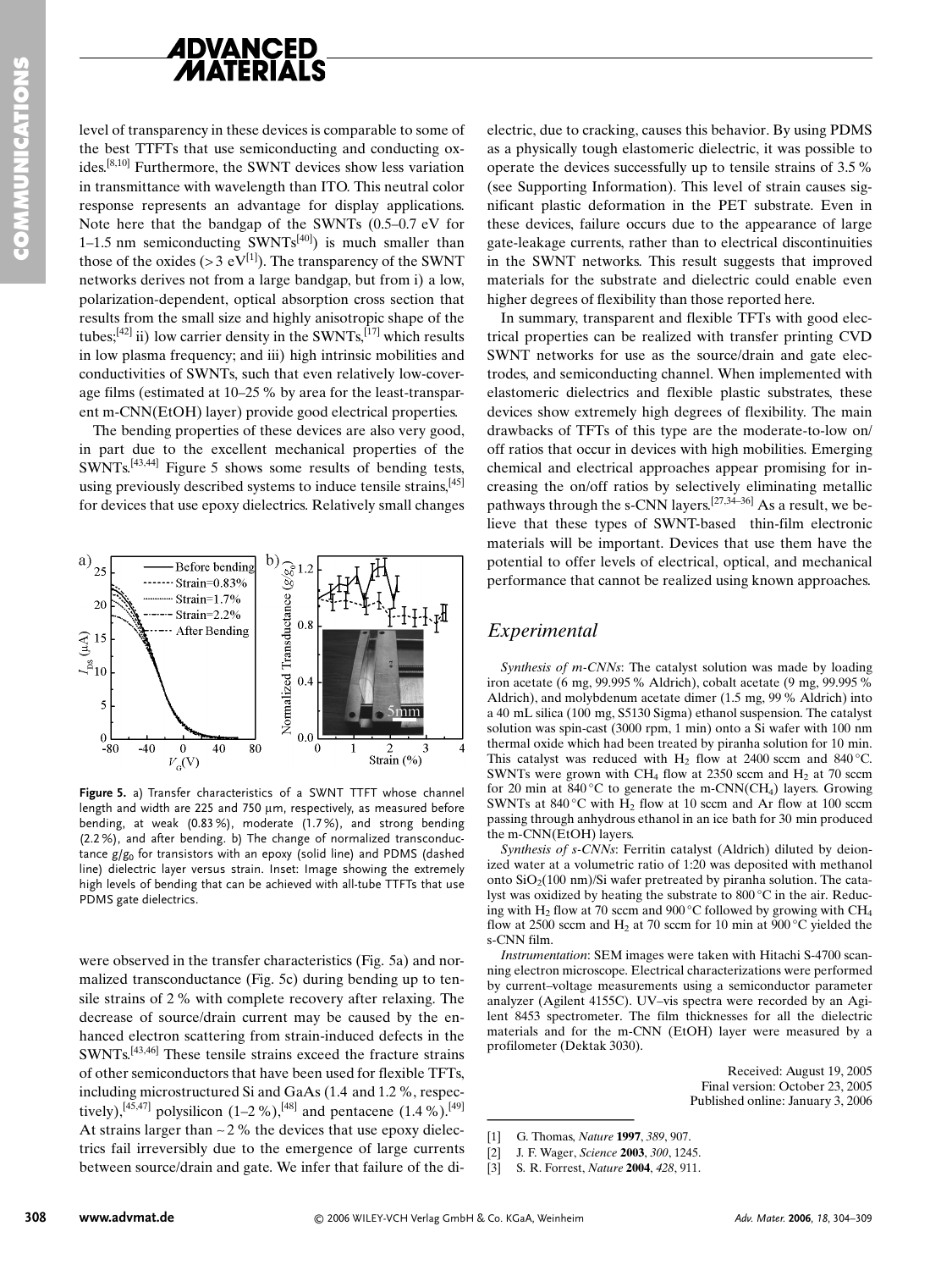level of transparency in these devices is comparable to some of the best TTFTs that use semiconducting and conducting oxides.[8,10] Furthermore, the SWNT devices show less variation in transmittance with wavelength than ITO. This neutral color response represents an advantage for display applications. Note here that the bandgap of the SWNTs (0.5–0.7 eV for 1–1.5 nm semiconducting SWNTs[40]) is much smaller than those of the oxides (> 3 eV[1]). The transparency of the SWNT networks derives not from a large bandgap, but from i) a low, polarization-dependent, optical absorption cross section that results from the small size and highly anisotropic shape of the tubes;[42] ii) low carrier density in the SWNTs,[17] which results in low plasma frequency; and iii) high intrinsic mobilities and conductivities of SWNTs, such that even relatively low-coverage films (estimated at 10–25 % by area for the least-transparent m-CNN(EtOH) layer) provide good electrical properties.

The bending properties of these devices are also very good, in part due to the excellent mechanical properties of the SWNTs.[43,44] Figure 5 shows some results of bending tests, using previously described systems to induce tensile strains,[45] for devices that use epoxy dielectrics. Relatively small changes were observed in the transfer characteristics (Fig. 5a) and normalized transconductance (Fig. 5c) during bending up to tensile strains of 2 % with complete recovery after relaxing. The decrease of source/drain current may be caused by the enhanced electron scattering from strain-induced defects in the SWNTs.[43,46] These tensile strains exceed the fracture strains of other semiconductors that have been used for flexible TFTs, including microstructured Si and GaAs (1.4 and 1.2 %, respectively),[45,47] polysilicon (1–2 %),[48] and pentacene (1.4 %).[49] At strains larger than ~2 % the devices that use epoxy dielectrics fail irreversibly due to the emergence of large currents between source/drain and gate. We infer that failure of the dielectric, due to cracking, causes this behavior. By using PDMS as a physically tough elastomeric dielectric, it was possible to operate the devices successfully up to tensile strains of 3.5 % (see Supporting Information). This level of strain causes significant plastic deformation in the PET substrate. Even in these devices, failure occurs due to the appearance of large gate-leakage currents, rather than to electrical discontinuities in the SWNT networks. This result suggests that improved materials for the substrate and dielectric could enable even higher degrees of flexibility than those reported here.

**Figure 5.** a) Transfer characteristics of a SWNT TTFT whose channel length and width are 225 and 750 μm, respectively, as measured before bending, at weak (0.83 %), moderate (1.7 %), and strong bending (2.2 %), and after bending. b) The change of normalized transconductance $g/g_0$ for transistors with an epoxy (solid line) and PDMS (dashed line) dielectric layer versus strain. Inset: Image showing the extremely high levels of bending that can be achieved with all-tube TTFTs that use PDMS gate dielectrics.

In summary, transparent and flexible TFTs with good electrical properties can be realized with transfer printing CVD SWNT networks for use as the source/drain and gate electrodes, and semiconducting channel. When implemented with elastomeric dielectrics and flexible plastic substrates, these devices show extremely high degrees of flexibility. The main drawbacks of TFTs of this type are the moderate-to-low on/off ratios that occur in devices with high mobilities. Emerging chemical and electrical approaches appear promising for increasing the on/off ratios by selectively eliminating metallic pathways through the s-CNN layers.[27,34–36] As a result, we believe that these types of SWNT-based thin-film electronic materials will be important. Devices that use them have the potential to offer levels of electrical, optical, and mechanical performance that cannot be realized using known approaches.

## *Experimental*

*Synthesis of m-CNNs*: The catalyst solution was made by loading iron acetate (6 mg, 99.995 % Aldrich), cobalt acetate (9 mg, 99.995 % Aldrich), and molybdenum acetate dimer (1.5 mg, 99 % Aldrich) into a 40 mL silica (100 mg, S5130 Sigma) ethanol suspension. The catalyst solution was spin-cast (3000 rpm, 1 min) onto a Si wafer with 100 nm thermal oxide which had been treated by piranha solution for 10 min. This catalyst was reduced with $H_2$ flow at 2400 sccm and 840 °C. SWNTs were grown with $CH_4$ flow at 2350 sccm and $H_2$ at 70 sccm for 20 min at 840 °C to generate the m-CNN($CH_4$) layers. Growing SWNTs at 840 °C with $H_2$ flow at 10 sccm and Ar flow at 100 sccm passing through anhydrous ethanol in an ice bath for 30 min produced the m-CNN(EtOH) layers.

*Synthesis of s-CNNs*: Ferritin catalyst (Aldrich) diluted by deionized water at a volumetric ratio of 1:20 was deposited with methanol onto $SiO_2$(100 nm)/Si wafer pretreated by piranha solution. The catalyst was oxidized by heating the substrate to 800 °C in the air. Reducing with $H_2$ flow at 70 sccm and 900 °C followed by growing with $CH_4$ flow at 2500 sccm and $H_2$ at 70 sccm for 10 min at 900 °C yielded the s-CNN film.

*Instrumentation*: SEM images were taken with Hitachi S-4700 scanning electron microscope. Electrical characterizations were performed by current–voltage measurements using a semiconductor parameter analyzer (Agilent 4155C). UV–vis spectra were recorded by an Agilent 8453 spectrometer. The film thicknesses for all the dielectric materials and for the m-CNN (EtOH) layer were measured by a profilometer (Dektak 3030).

Received: August 19, 2005
Final version: October 23, 2005
Published online: January 3, 2006

[1] G. Thomas, *Nature* **1997**, *389*, 907.
[2] J. F. Wager, *Science* **2003**, *300*, 1245.
[3] S. R. Forrest, *Nature* **2004**, *428*, 911.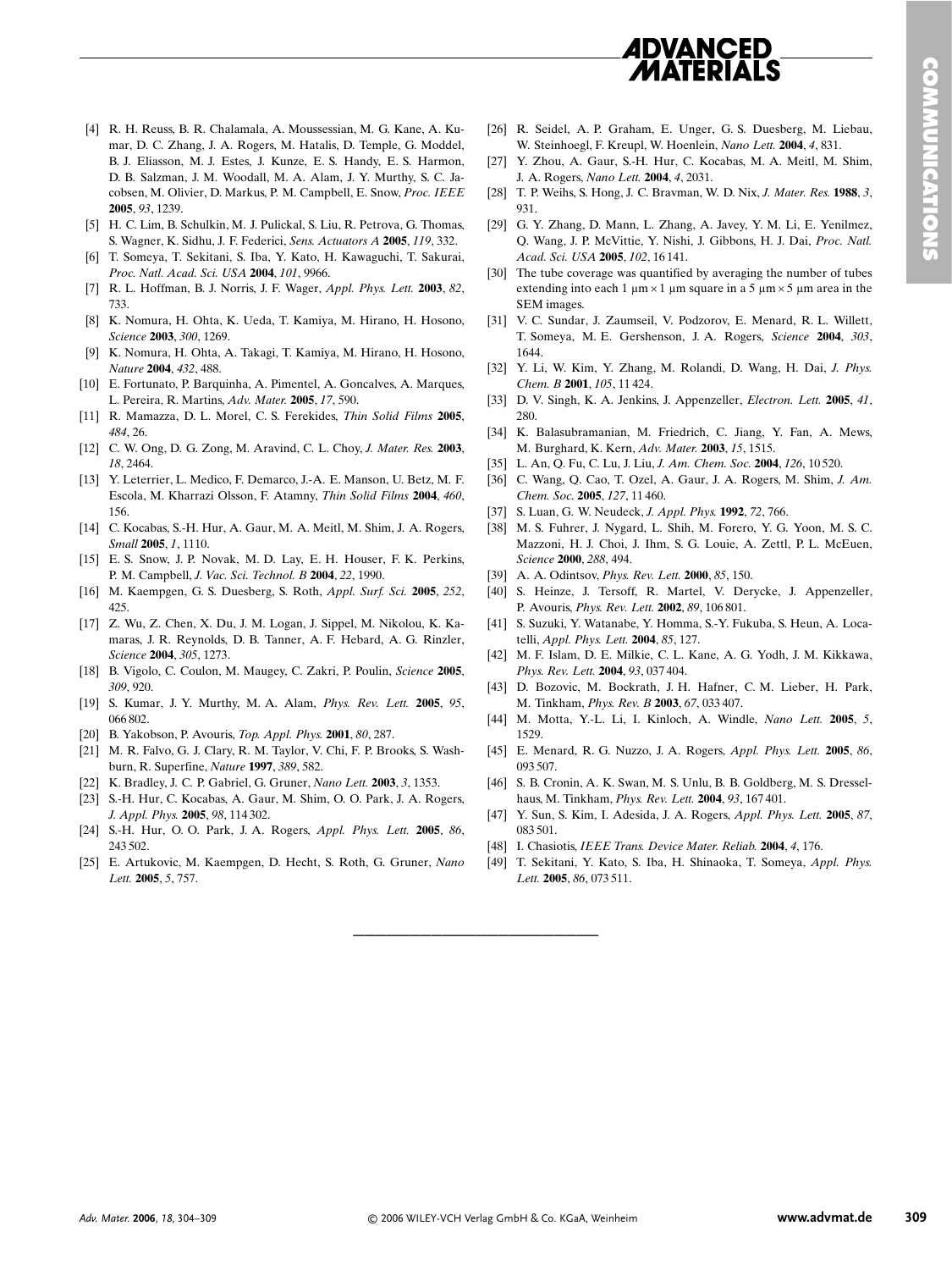[4] R. H. Reuss, B. R. Chalamala, A. Moussessian, M. G. Kane, A. Kumar, D. C. Zhang, J. A. Rogers, M. Hatalis, D. Temple, G. Moddel, B. J. Eliasson, M. J. Estes, J. Kunze, E. S. Handy, E. S. Harmon, D. B. Salzman, J. M. Woodall, M. A. Alam, J. Y. Murthy, S. C. Jacobsen, M. Olivier, D. Markus, P. M. Campbell, E. Snow, *Proc. IEEE* **2005**, *93*, 1239.

[5] H. C. Lim, B. Schulkin, M. J. Pulickal, S. Liu, R. Petrova, G. Thomas, S. Wagner, K. Sidhu, J. F. Federici, *Sens. Actuators A* **2005**, *119*, 332.

[6] T. Someya, T. Sekitani, S. Iba, Y. Kato, H. Kawaguchi, T. Sakurai, *Proc. Natl. Acad. Sci. USA* **2004**, *101*, 9966.

[7] R. L. Hoffman, B. J. Norris, J. F. Wager, *Appl. Phys. Lett.* **2003**, *82*, 733.

[8] K. Nomura, H. Ohta, K. Ueda, T. Kamiya, M. Hirano, H. Hosono, *Science* **2003**, *300*, 1269.

[9] K. Nomura, H. Ohta, A. Takagi, T. Kamiya, M. Hirano, H. Hosono, *Nature* **2004**, *432*, 488.

[10] E. Fortunato, P. Barquinha, A. Pimentel, A. Goncalves, A. Marques, L. Pereira, R. Martins, *Adv. Mater.* **2005**, *17*, 590.

[11] R. Mamazza, D. L. Morel, C. S. Ferekides, *Thin Solid Films* **2005**, *484*, 26.

[12] C. W. Ong, D. G. Zong, M. Aravind, C. L. Choy, *J. Mater. Res.* **2003**, *18*, 2464.

[13] Y. Leterrier, L. Medico, F. Demarco, J.-A. E. Manson, U. Betz, M. F. Escola, M. Kharrazi Olsson, F. Atamny, *Thin Solid Films* **2004**, *460*, 156.

[14] C. Kocabas, S.-H. Hur, A. Gaur, M. A. Meitl, M. Shim, J. A. Rogers, *Small* **2005**, *1*, 1110.

[15] E. S. Snow, J. P. Novak, M. D. Lay, E. H. Houser, F. K. Perkins, P. M. Campbell, *J. Vac. Sci. Technol. B* **2004**, *22*, 1990.

[16] M. Kaempgen, G. S. Duesberg, S. Roth, *Appl. Surf. Sci.* **2005**, *252*, 425.

[17] Z. Wu, Z. Chen, X. Du, J. M. Logan, J. Sippel, M. Nikolou, K. Kamaras, J. R. Reynolds, D. B. Tanner, A. F. Hebard, A. G. Rinzler, *Science* **2004**, *305*, 1273.

[18] B. Vigolo, C. Coulon, M. Maugey, C. Zakri, P. Poulin, *Science* **2005**, *309*, 920.

[19] S. Kumar, J. Y. Murthy, M. A. Alam, *Phys. Rev. Lett.* **2005**, *95*, 066 802.

[20] B. Yakobson, P. Avouris, *Top. Appl. Phys.* **2001**, *80*, 287.

[21] M. R. Falvo, G. J. Clary, R. M. Taylor, V. Chi, F. P. Brooks, S. Washburn, R. Superfine, *Nature* **1997**, *389*, 582.

[22] K. Bradley, J. C. P. Gabriel, G. Gruner, *Nano Lett.* **2003**, *3*, 1353.

[23] S.-H. Hur, C. Kocabas, A. Gaur, M. Shim, O. O. Park, J. A. Rogers, *J. Appl. Phys.* **2005**, *98*, 114 302.

[24] S.-H. Hur, O. O. Park, J. A. Rogers, *Appl. Phys. Lett.* **2005**, *86*, 243 502.

[25] E. Artukovic, M. Kaempgen, D. Hecht, S. Roth, G. Gruner, *Nano Lett.* **2005**, *5*, 757.

[26] R. Seidel, A. P. Graham, E. Unger, G. S. Duesberg, M. Liebau, W. Steinhoegl, F. Kreupl, W. Hoenlein, *Nano Lett.* **2004**, *4*, 831.

[27] Y. Zhou, A. Gaur, S.-H. Hur, C. Kocabas, M. A. Meitl, M. Shim, J. A. Rogers, *Nano Lett.* **2004**, *4*, 2031.

[28] T. P. Weihs, S. Hong, J. C. Bravman, W. D. Nix, *J. Mater. Res.* **1988**, *3*, 931.

[29] G. Y. Zhang, D. Mann, L. Zhang, A. Javey, Y. M. Li, E. Yenilmez, Q. Wang, J. P. McVittie, Y. Nishi, J. Gibbons, H. J. Dai, *Proc. Natl. Acad. Sci. USA* **2005**, *102*, 16 141.

[30] The tube coverage was quantified by averaging the number of tubes extending into each 1 μm × 1 μm square in a 5 μm × 5 μm area in the SEM images.

[31] V. C. Sundar, J. Zaumseil, V. Podzorov, E. Menard, R. L. Willett, T. Someya, M. E. Gershenson, J. A. Rogers, *Science* **2004**, *303*, 1644.

[32] Y. Li, W. Kim, Y. Zhang, M. Rolandi, D. Wang, H. Dai, *J. Phys. Chem. B* **2001**, *105*, 11 424.

[33] D. V. Singh, K. A. Jenkins, J. Appenzeller, *Electron. Lett.* **2005**, *41*, 280.

[34] K. Balasubramanian, M. Friedrich, C. Jiang, Y. Fan, A. Mews, M. Burghard, K. Kern, *Adv. Mater.* **2003**, *15*, 1515.

[35] L. An, Q. Fu, C. Lu, J. Liu, *J. Am. Chem. Soc.* **2004**, *126*, 10 520.

[36] C. Wang, Q. Cao, T. Ozel, A. Gaur, J. A. Rogers, M. Shim, *J. Am. Chem. Soc.* **2005**, *127*, 11 460.

[37] S. Luan, G. W. Neudeck, *J. Appl. Phys.* **1992**, *72*, 766.

[38] M. S. Fuhrer, J. Nygard, L. Shih, M. Forero, Y. G. Yoon, M. S. C. Mazzoni, H. J. Choi, J. Ihm, S. G. Louie, A. Zettl, P. L. McEuen, *Science* **2000**, *288*, 494.

[39] A. A. Odintsov, *Phys. Rev. Lett.* **2000**, *85*, 150.

[40] S. Heinze, J. Tersoff, R. Martel, V. Derycke, J. Appenzeller, P. Avouris, *Phys. Rev. Lett.* **2002**, *89*, 106 801.

[41] S. Suzuki, Y. Watanabe, Y. Homma, S.-Y. Fukuba, S. Heun, A. Locatelli, *Appl. Phys. Lett.* **2004**, *85*, 127.

[42] M. F. Islam, D. E. Milkie, C. L. Kane, A. G. Yodh, J. M. Kikkawa, *Phys. Rev. Lett.* **2004**, *93*, 037 404.

[43] D. Bozovic, M. Bockrath, J. H. Hafner, C. M. Lieber, H. Park, M. Tinkham, *Phys. Rev. B* **2003**, *67*, 033 407.

[44] M. Motta, Y.-L. Li, I. Kinloch, A. Windle, *Nano Lett.* **2005**, *5*, 1529.

[45] E. Menard, R. G. Nuzzo, J. A. Rogers, *Appl. Phys. Lett.* **2005**, *86*, 093 507.

[46] S. B. Cronin, A. K. Swan, M. S. Unlu, B. B. Goldberg, M. S. Dresselhaus, M. Tinkham, *Phys. Rev. Lett.* **2004**, *93*, 167 401.

[47] Y. Sun, S. Kim, I. Adesida, J. A. Rogers, *Appl. Phys. Lett.* **2005**, *87*, 083 501.

[48] I. Chasiotis, *IEEE Trans. Device Mater. Reliab.* **2004**, *4*, 176.

[49] T. Sekitani, Y. Kato, S. Iba, H. Shinaoka, T. Someya, *Appl. Phys. Lett.* **2005**, *86*, 073 511.